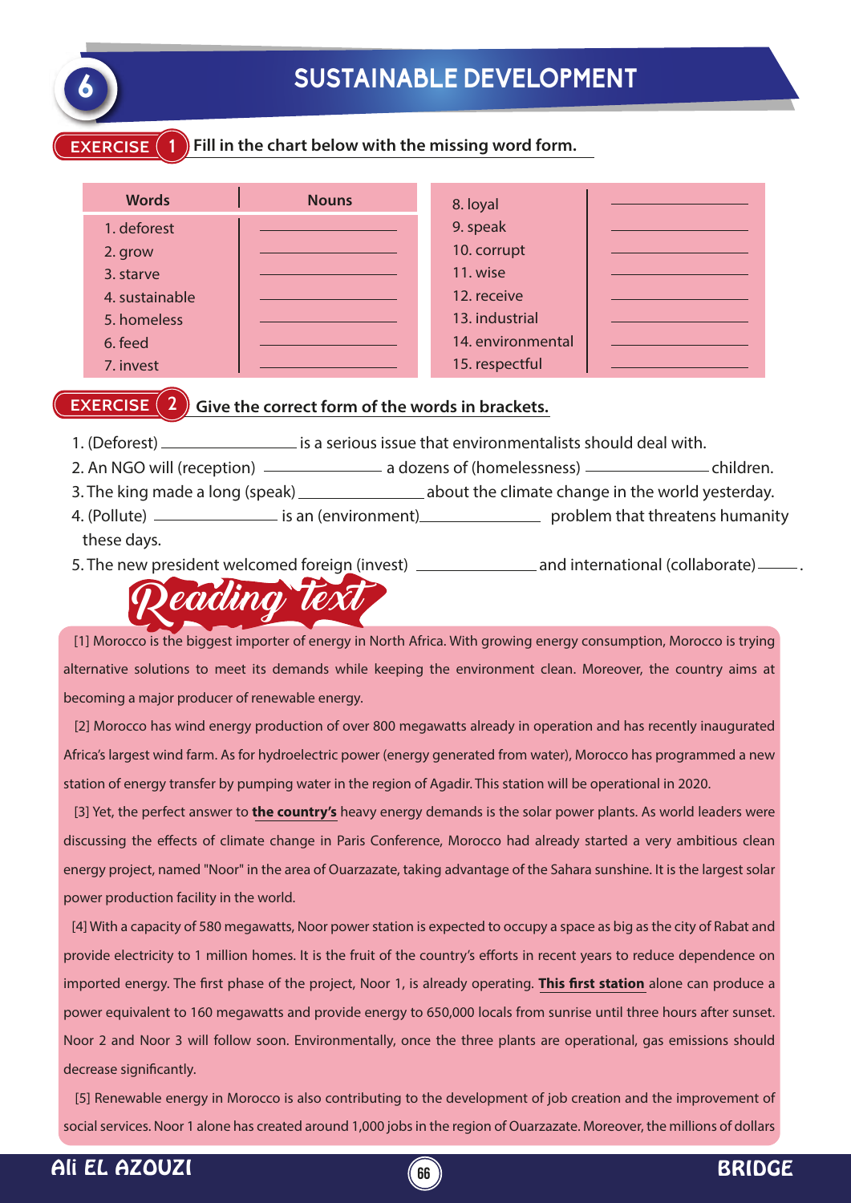# 6 SUSTAINABLE DEVELOPMENT

## EXERCISE 1 Fill in the chart below with the missing word form.

| Words | Nouns |
|---|---|
| 1. deforest | ____________ |
| 2. grow | ____________ |
| 3. starve | ____________ |
| 4. sustainable | ____________ |
| 5. homeless | ____________ |
| 6. feed | ____________ |
| 7. invest | ____________ |
| 8. loyal | ____________ |
| 9. speak | ____________ |
| 10. corrupt | ____________ |
| 11. wise | ____________ |
| 12. receive | ____________ |
| 13. industrial | ____________ |
| 14. environmental | ____________ |
| 15. respectful | ____________ |

## EXERCISE 2 Give the correct form of the words in brackets.

1. (Deforest) ______________ is a serious issue that environmentalists should deal with.
2. An NGO will (reception) ____________ a dozens of (homelessness) ____________ children.
3. The king made a long (speak) _____________ about the climate change in the world yesterday.
4. (Pollute) ____________ is an (environment)____________ problem that threatens humanity these days.
5. The new president welcomed foreign (invest) ____________ and international (collaborate)____ .

## Reading text

[1] Morocco is the biggest importer of energy in North Africa. With growing energy consumption, Morocco is trying alternative solutions to meet its demands while keeping the environment clean. Moreover, the country aims at becoming a major producer of renewable energy.

[2] Morocco has wind energy production of over 800 megawatts already in operation and has recently inaugurated Africa's largest wind farm. As for hydroelectric power (energy generated from water), Morocco has programmed a new station of energy transfer by pumping water in the region of Agadir. This station will be operational in 2020.

[3] Yet, the perfect answer to **the country's** heavy energy demands is the solar power plants. As world leaders were discussing the effects of climate change in Paris Conference, Morocco had already started a very ambitious clean energy project, named "Noor" in the area of Ouarzazate, taking advantage of the Sahara sunshine. It is the largest solar power production facility in the world.

[4] With a capacity of 580 megawatts, Noor power station is expected to occupy a space as big as the city of Rabat and provide electricity to 1 million homes. It is the fruit of the country's efforts in recent years to reduce dependence on imported energy. The first phase of the project, Noor 1, is already operating. **This first station** alone can produce a power equivalent to 160 megawatts and provide energy to 650,000 locals from sunrise until three hours after sunset. Noor 2 and Noor 3 will follow soon. Environmentally, once the three plants are operational, gas emissions should decrease significantly.

[5] Renewable energy in Morocco is also contributing to the development of job creation and the improvement of social services. Noor 1 alone has created around 1,000 jobs in the region of Ouarzazate. Moreover, the millions of dollars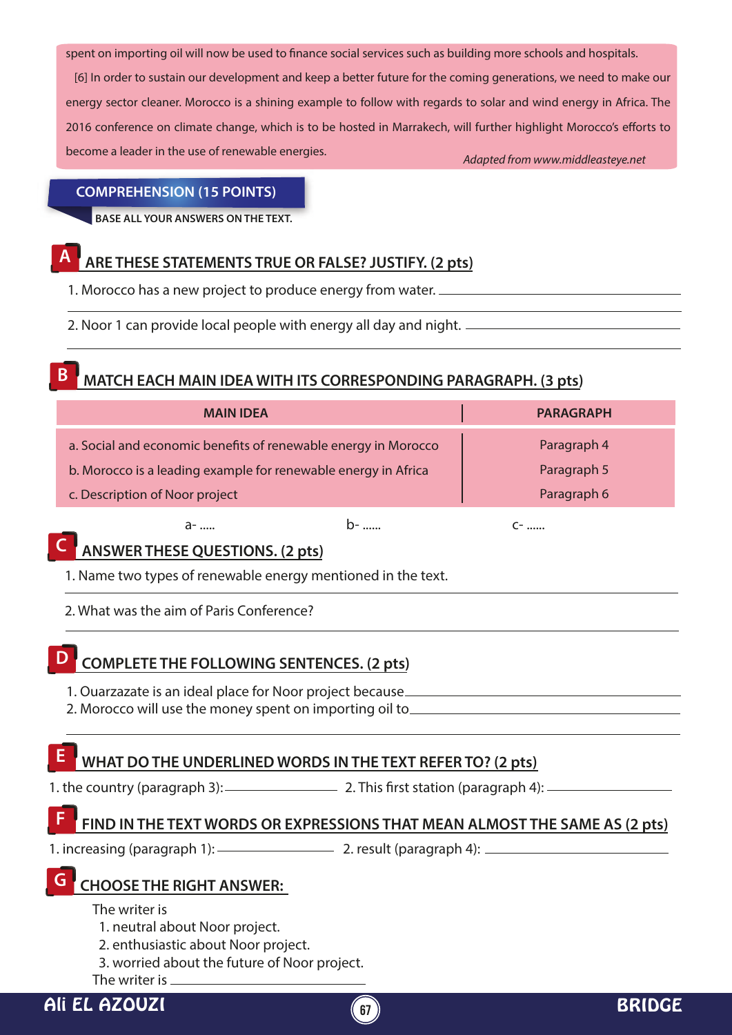spent on importing oil will now be used to finance social services such as building more schools and hospitals.

[6] In order to sustain our development and keep a better future for the coming generations, we need to make our energy sector cleaner. Morocco is a shining example to follow with regards to solar and wind energy in Africa. The 2016 conference on climate change, which is to be hosted in Marrakech, will further highlight Morocco's efforts to become a leader in the use of renewable energies.

*Adapted from www.middleeasteye.net*

## COMPREHENSION (15 POINTS)

**BASE ALL YOUR ANSWERS ON THE TEXT.**

### A ARE THESE STATEMENTS TRUE OR FALSE? JUSTIFY. (2 pts)

1. Morocco has a new project to produce energy from water. ______________________________

2. Noor 1 can provide local people with energy all day and night. ______________________________

### B MATCH EACH MAIN IDEA WITH ITS CORRESPONDING PARAGRAPH. (3 pts)

| MAIN IDEA | PARAGRAPH |
|---|---|
| a. Social and economic benefits of renewable energy in Morocco | Paragraph 4 |
| b. Morocco is a leading example for renewable energy in Africa | Paragraph 5 |
| c. Description of Noor project | Paragraph 6 |

a- .....    b- ......    c- ......

### C ANSWER THESE QUESTIONS. (2 pts)

1. Name two types of renewable energy mentioned in the text. ______________________________

2. What was the aim of Paris Conference? ______________________________

### D COMPLETE THE FOLLOWING SENTENCES. (2 pts)

1. Ouarzazate is an ideal place for Noor project because ______________________________
2. Morocco will use the money spent on importing oil to ______________________________

### E WHAT DO THE UNDERLINED WORDS IN THE TEXT REFER TO? (2 pts)

1. the country (paragraph 3): ____________    2. This first station (paragraph 4): ____________

### F FIND IN THE TEXT WORDS OR EXPRESSIONS THAT MEAN ALMOST THE SAME AS (2 pts)

1. increasing (paragraph 1): ____________    2. result (paragraph 4): ____________

### G CHOOSE THE RIGHT ANSWER:

The writer is

1. neutral about Noor project.
2. enthusiastic about Noor project.
3. worried about the future of Noor project.

The writer is ______________________________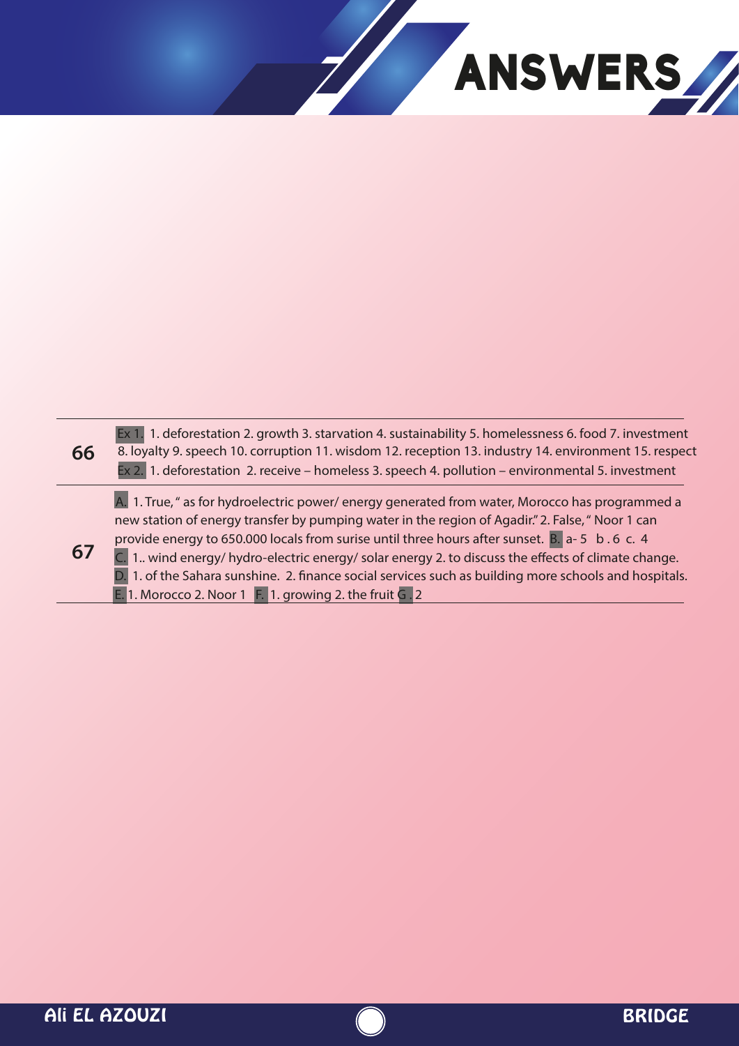# ANSWERS

| | |
|---|---|
| 66 | Ex 1. 1. deforestation 2. growth 3. starvation 4. sustainability 5. homelessness 6. food 7. investment 8. loyalty 9. speech 10. corruption 11. wisdom 12. reception 13. industry 14. environment 15. respect<br>Ex 2. 1. deforestation 2. receive – homeless 3. speech 4. pollution – environmental 5. investment |
| 67 | A. 1. True, " as for hydroelectric power/ energy generated from water, Morocco has programmed a new station of energy transfer by pumping water in the region of Agadir." 2. False, " Noor 1 can provide energy to 650.000 locals from surise until three hours after sunset. B. a- 5 b . 6 c. 4<br>C. 1.. wind energy/ hydro-electric energy/ solar energy 2. to discuss the effects of climate change.<br>D. 1. of the Sahara sunshine. 2. finance social services such as building more schools and hospitals.<br>E. 1. Morocco 2. Noor 1 F. 1. growing 2. the fruit G . 2 |